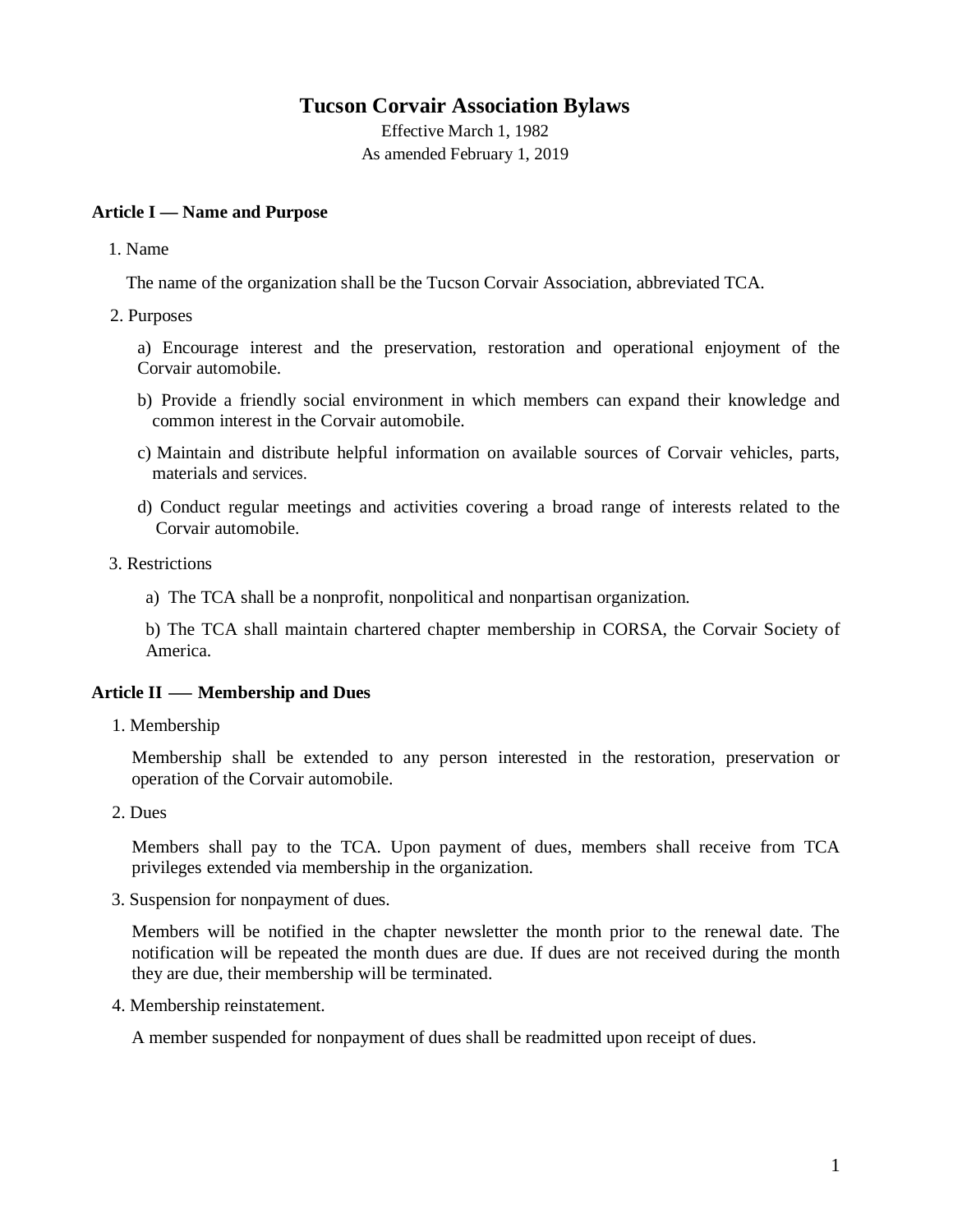# Tucson Corvair Association Bylaws

Effective March 1, 1982

As amended February 1, 2019

## Article I — Name and Purpose

1. Name

   The name of the organization shall be the Tucson Corvair Association, abbreviated TCA.

2. Purposes

   a) Encourage interest and the preservation, restoration and operational enjoyment of the Corvair automobile.

   b) Provide a friendly social environment in which members can expand their knowledge and common interest in the Corvair automobile.

   c) Maintain and distribute helpful information on available sources of Corvair vehicles, parts, materials and services.

   d) Conduct regular meetings and activities covering a broad range of interests related to the Corvair automobile.

3. Restrictions

   a) The TCA shall be a nonprofit, nonpolitical and nonpartisan organization.

   b) The TCA shall maintain chartered chapter membership in CORSA, the Corvair Society of America.

## Article II —– Membership and Dues

1. Membership

   Membership shall be extended to any person interested in the restoration, preservation or operation of the Corvair automobile.

2. Dues

   Members shall pay to the TCA. Upon payment of dues, members shall receive from TCA privileges extended via membership in the organization.

3. Suspension for nonpayment of dues.

   Members will be notified in the chapter newsletter the month prior to the renewal date. The notification will be repeated the month dues are due. If dues are not received during the month they are due, their membership will be terminated.

4. Membership reinstatement.

   A member suspended for nonpayment of dues shall be readmitted upon receipt of dues.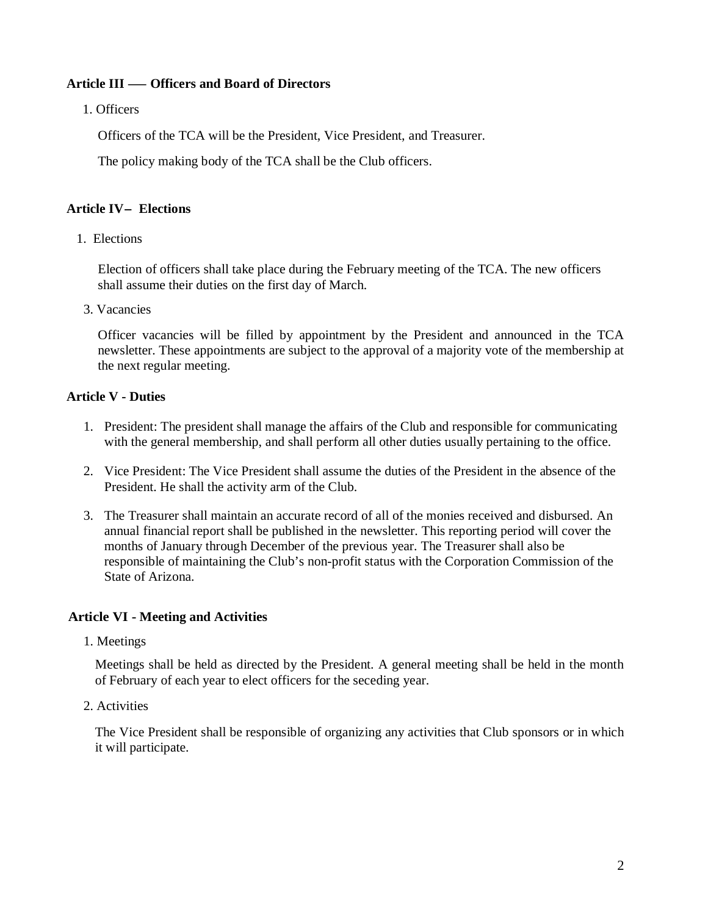**Article III —– Officers and Board of Directors**

1. Officers

   Officers of the TCA will be the President, Vice President, and Treasurer.

   The policy making body of the TCA shall be the Club officers.

**Article IV– Elections**

1. Elections

   Election of officers shall take place during the February meeting of the TCA. The new officers shall assume their duties on the first day of March.

3. Vacancies

   Officer vacancies will be filled by appointment by the President and announced in the TCA newsletter. These appointments are subject to the approval of a majority vote of the membership at the next regular meeting.

**Article V - Duties**

1. President: The president shall manage the affairs of the Club and responsible for communicating with the general membership, and shall perform all other duties usually pertaining to the office.

2. Vice President: The Vice President shall assume the duties of the President in the absence of the President. He shall the activity arm of the Club.

3. The Treasurer shall maintain an accurate record of all of the monies received and disbursed. An annual financial report shall be published in the newsletter. This reporting period will cover the months of January through December of the previous year. The Treasurer shall also be responsible of maintaining the Club's non-profit status with the Corporation Commission of the State of Arizona.

**Article VI - Meeting and Activities**

1. Meetings

   Meetings shall be held as directed by the President. A general meeting shall be held in the month of February of each year to elect officers for the seceding year.

2. Activities

   The Vice President shall be responsible of organizing any activities that Club sponsors or in which it will participate.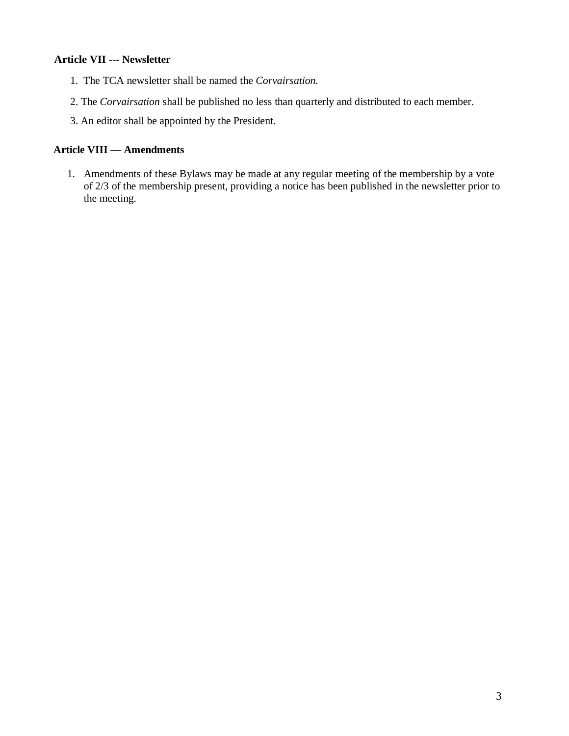**Article VII --- Newsletter**

1. The TCA newsletter shall be named the *Corvairsation.*
2. The *Corvairsation* shall be published no less than quarterly and distributed to each member.
3. An editor shall be appointed by the President.

**Article VIII — Amendments**

1. Amendments of these Bylaws may be made at any regular meeting of the membership by a vote of 2/3 of the membership present, providing a notice has been published in the newsletter prior to the meeting.